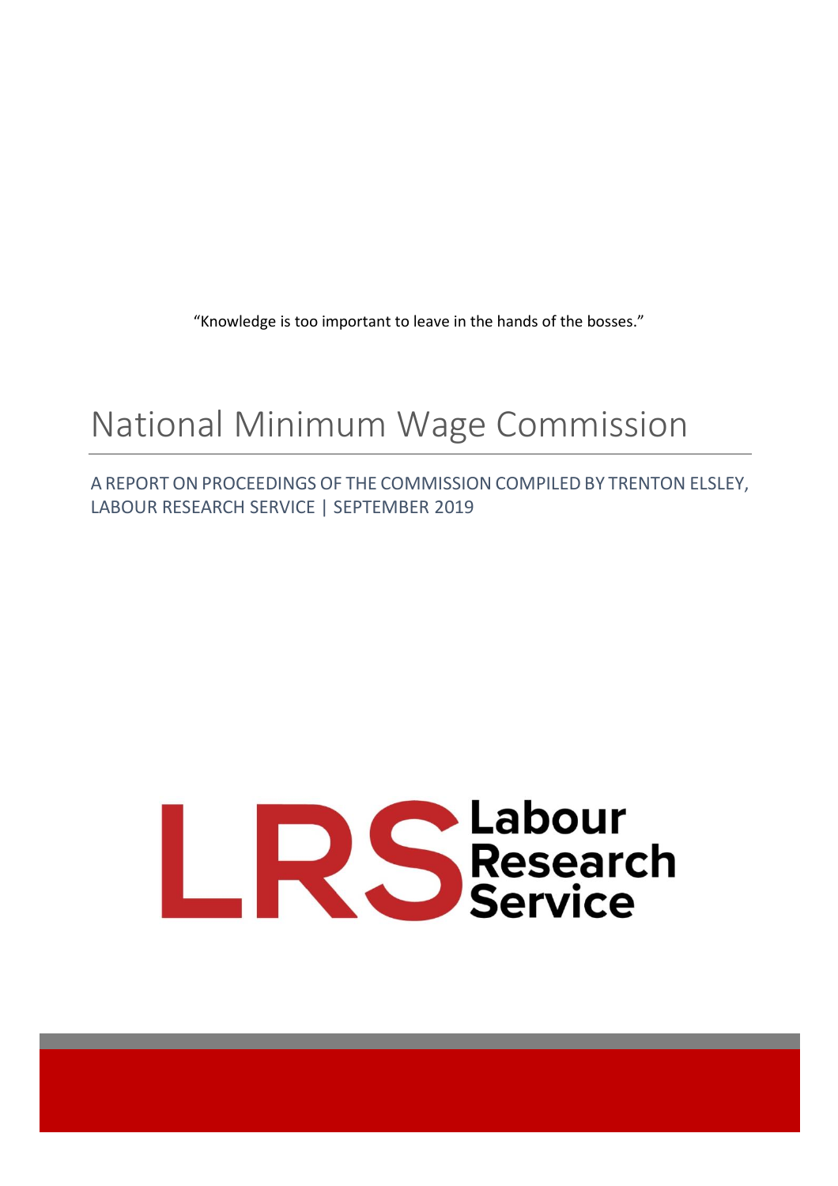“Knowledge is too important to leave in the hands of the bosses.”

# National Minimum Wage Commission

A REPORT ON PROCEEDINGS OF THE COMMISSION COMPILED BY TRENTON ELSLEY, LABOUR RESEARCH SERVICE | SEPTEMBER 2019

LRS Labour Research Service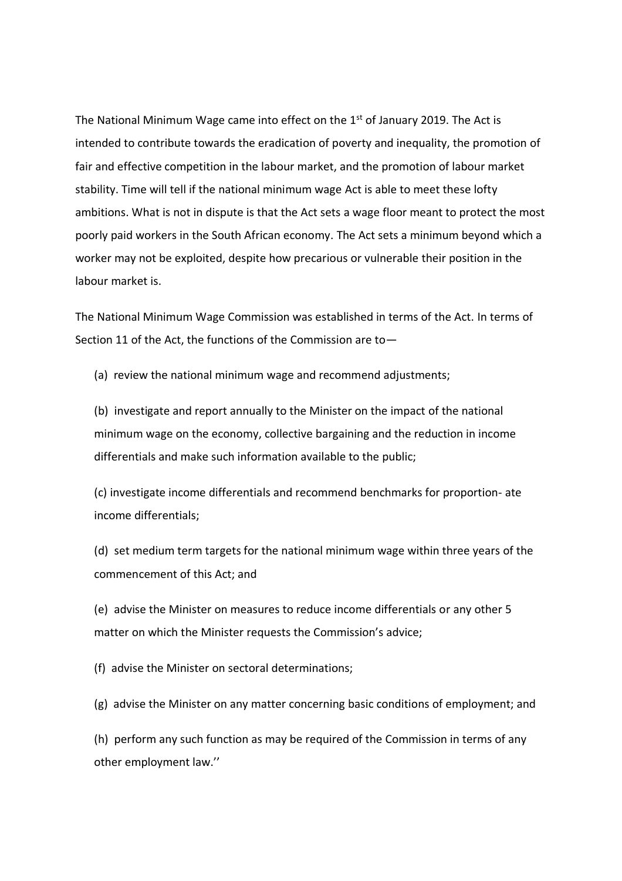The National Minimum Wage came into effect on the 1st of January 2019. The Act is intended to contribute towards the eradication of poverty and inequality, the promotion of fair and effective competition in the labour market, and the promotion of labour market stability. Time will tell if the national minimum wage Act is able to meet these lofty ambitions. What is not in dispute is that the Act sets a wage floor meant to protect the most poorly paid workers in the South African economy. The Act sets a minimum beyond which a worker may not be exploited, despite how precarious or vulnerable their position in the labour market is.

The National Minimum Wage Commission was established in terms of the Act. In terms of Section 11 of the Act, the functions of the Commission are to—

(a) review the national minimum wage and recommend adjustments;

(b) investigate and report annually to the Minister on the impact of the national minimum wage on the economy, collective bargaining and the reduction in income differentials and make such information available to the public;

(c) investigate income differentials and recommend benchmarks for proportion- ate income differentials;

(d) set medium term targets for the national minimum wage within three years of the commencement of this Act; and

(e) advise the Minister on measures to reduce income differentials or any other 5 matter on which the Minister requests the Commission's advice;

(f) advise the Minister on sectoral determinations;

(g) advise the Minister on any matter concerning basic conditions of employment; and

(h) perform any such function as may be required of the Commission in terms of any other employment law.''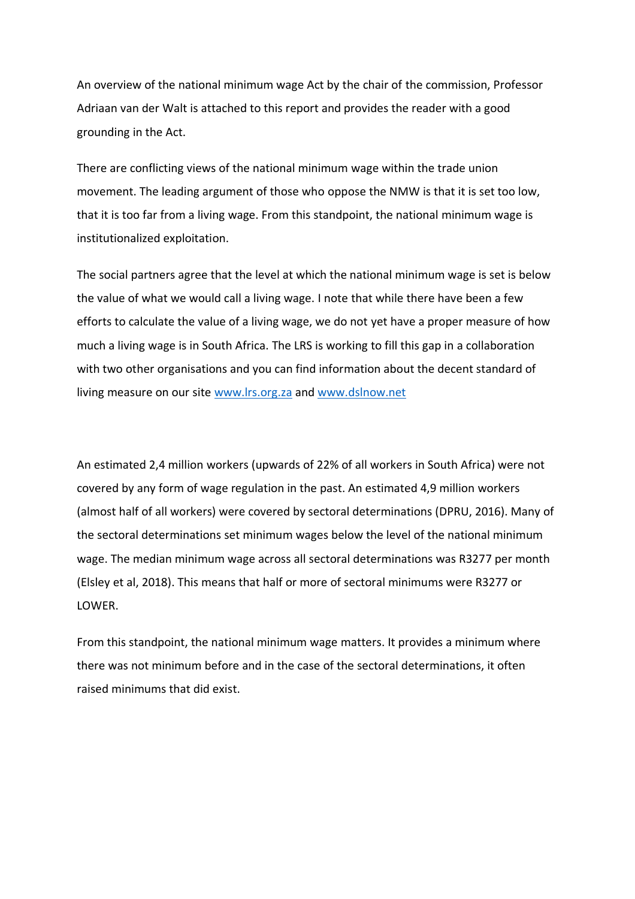An overview of the national minimum wage Act by the chair of the commission, Professor Adriaan van der Walt is attached to this report and provides the reader with a good grounding in the Act.

There are conflicting views of the national minimum wage within the trade union movement. The leading argument of those who oppose the NMW is that it is set too low, that it is too far from a living wage. From this standpoint, the national minimum wage is institutionalized exploitation.

The social partners agree that the level at which the national minimum wage is set is below the value of what we would call a living wage. I note that while there have been a few efforts to calculate the value of a living wage, we do not yet have a proper measure of how much a living wage is in South Africa. The LRS is working to fill this gap in a collaboration with two other organisations and you can find information about the decent standard of living measure on our site [www.lrs.org.za](http://www.lrs.org.za) and [www.dslnow.net](http://www.dslnow.net)

An estimated 2,4 million workers (upwards of 22% of all workers in South Africa) were not covered by any form of wage regulation in the past. An estimated 4,9 million workers (almost half of all workers) were covered by sectoral determinations (DPRU, 2016). Many of the sectoral determinations set minimum wages below the level of the national minimum wage. The median minimum wage across all sectoral determinations was R3277 per month (Elsley et al, 2018). This means that half or more of sectoral minimums were R3277 or LOWER.

From this standpoint, the national minimum wage matters. It provides a minimum where there was not minimum before and in the case of the sectoral determinations, it often raised minimums that did exist.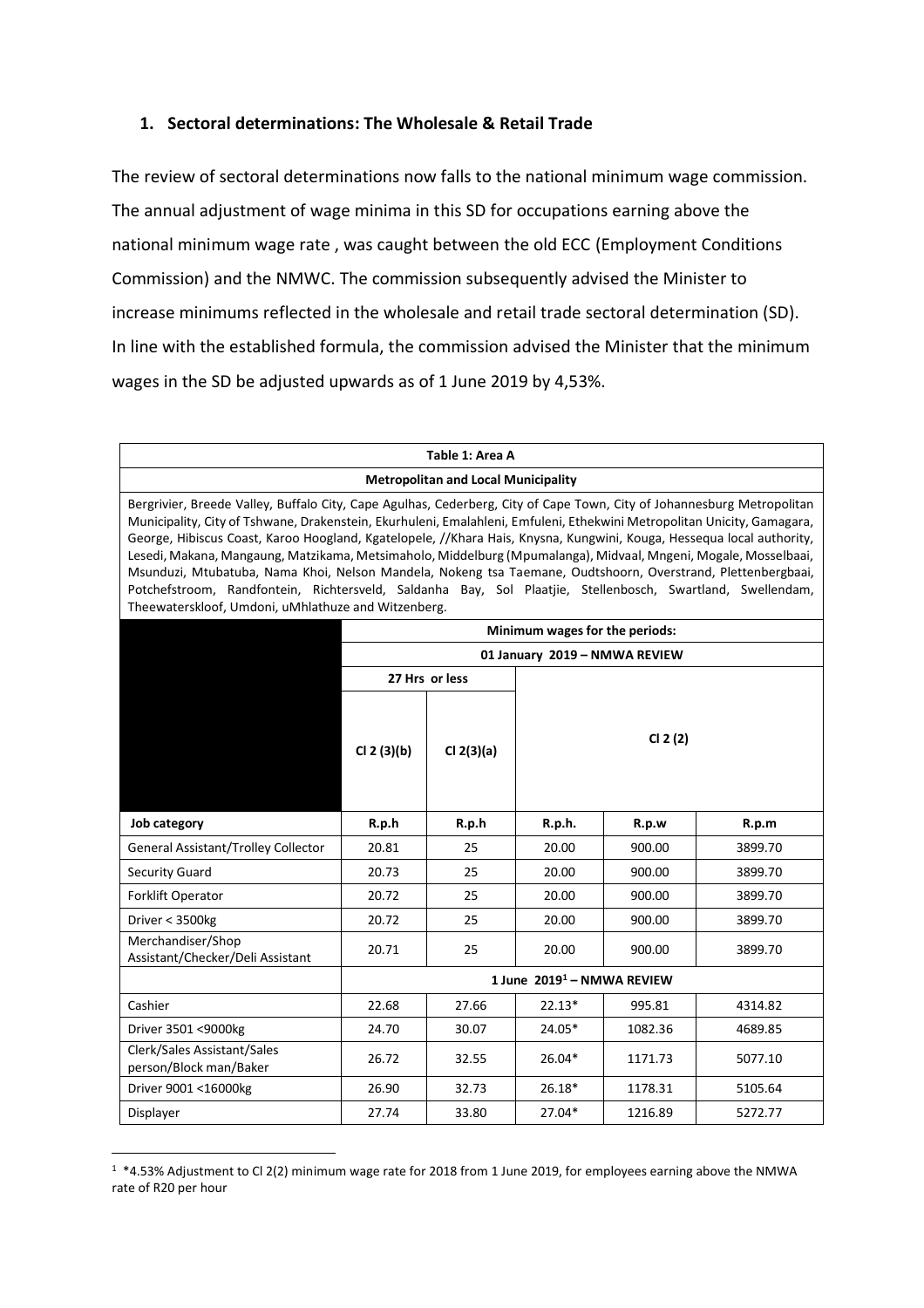## 1. Sectoral determinations: The Wholesale & Retail Trade

The review of sectoral determinations now falls to the national minimum wage commission. The annual adjustment of wage minima in this SD for occupations earning above the national minimum wage rate , was caught between the old ECC (Employment Conditions Commission) and the NMWC. The commission subsequently advised the Minister to increase minimums reflected in the wholesale and retail trade sectoral determination (SD). In line with the established formula, the commission advised the Minister that the minimum wages in the SD be adjusted upwards as of 1 June 2019 by 4,53%.

| Table 1: Area A | | | | | |
|---|---|---|---|---|---|
| **Metropolitan and Local Municipality** | | | | | |
| Bergrivier, Breede Valley, Buffalo City, Cape Agulhas, Cederberg, City of Cape Town, City of Johannesburg Metropolitan Municipality, City of Tshwane, Drakenstein, Ekurhuleni, Emalahleni, Emfuleni, Ethekwini Metropolitan Unicity, Gamagara, George, Hibiscus Coast, Karoo Hoogland, Kgatelopele, //Khara Hais, Knysna, Kungwini, Kouga, Hessequa local authority, Lesedi, Makana, Mangaung, Matzikama, Metsimaholo, Middelburg (Mpumalanga), Midvaal, Mngeni, Mogale, Mosselbaai, Msunduzi, Mtubatuba, Nama Khoi, Nelson Mandela, Nokeng tsa Taemane, Oudtshoorn, Overstrand, Plettenbergbaai, Potchefstroom, Randfontein, Richtersveld, Saldanha Bay, Sol Plaatjie, Stellenbosch, Swartland, Swellendam, Theewaterskloof, Umdoni, uMhlathuze and Witzenberg. | | | | | |
| | **Minimum wages for the periods:** | | | | |
| | **01 January 2019 – NMWA REVIEW** | | | | |
| | **27 Hrs or less** | | **Cl 2 (2)** | | |
| | **Cl 2 (3)(b)** | **Cl 2(3)(a)** | | | |
| **Job category** | **R.p.h** | **R.p.h** | **R.p.h.** | **R.p.w** | **R.p.m** |
| General Assistant/Trolley Collector | 20.81 | 25 | 20.00 | 900.00 | 3899.70 |
| Security Guard | 20.73 | 25 | 20.00 | 900.00 | 3899.70 |
| Forklift Operator | 20.72 | 25 | 20.00 | 900.00 | 3899.70 |
| Driver < 3500kg | 20.72 | 25 | 20.00 | 900.00 | 3899.70 |
| Merchandiser/Shop Assistant/Checker/Deli Assistant | 20.71 | 25 | 20.00 | 900.00 | 3899.70 |
| | **1 June 2019[1] – NMWA REVIEW** | | | | |
| Cashier | 22.68 | 27.66 | 22.13* | 995.81 | 4314.82 |
| Driver 3501 <9000kg | 24.70 | 30.07 | 24.05* | 1082.36 | 4689.85 |
| Clerk/Sales Assistant/Sales person/Block man/Baker | 26.72 | 32.55 | 26.04* | 1171.73 | 5077.10 |
| Driver 9001 <16000kg | 26.90 | 32.73 | 26.18* | 1178.31 | 5105.64 |
| Displayer | 27.74 | 33.80 | 27.04* | 1216.89 | 5272.77 |

[1] *4.53% Adjustment to Cl 2(2) minimum wage rate for 2018 from 1 June 2019, for employees earning above the NMWA rate of R20 per hour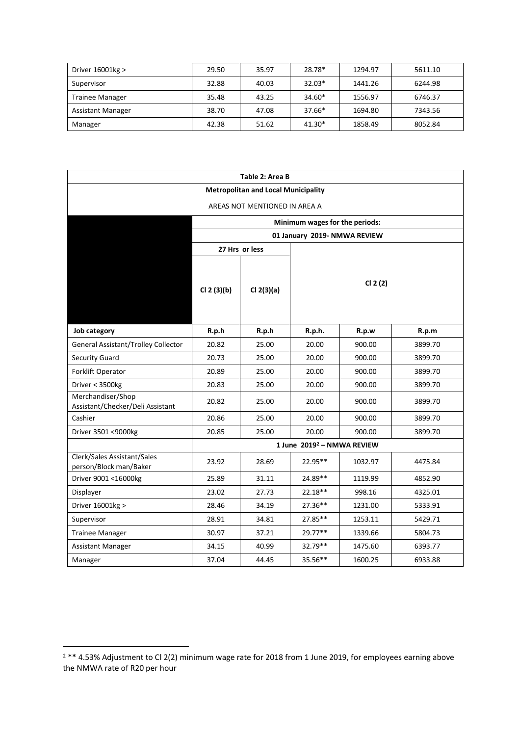| Driver 16001kg > | 29.50 | 35.97 | 28.78* | 1294.97 | 5611.10 |
|---|---|---|---|---|---|
| Supervisor | 32.88 | 40.03 | 32.03* | 1441.26 | 6244.98 |
| Trainee Manager | 35.48 | 43.25 | 34.60* | 1556.97 | 6746.37 |
| Assistant Manager | 38.70 | 47.08 | 37.66* | 1694.80 | 7343.56 |
| Manager | 42.38 | 51.62 | 41.30* | 1858.49 | 8052.84 |

| **Table 2: Area B** | | | | | |
|---|---|---|---|---|---|
| **Metropolitan and Local Municipality** | | | | | |
| AREAS NOT MENTIONED IN AREA A | | | | | |
| | **Minimum wages for the periods:** | | | | |
| | **01 January 2019- NMWA REVIEW** | | | | |
| | **27 Hrs or less** | | **Cl 2 (2)** | | |
| | **Cl 2 (3)(b)** | **Cl 2(3)(a)** | | | |
| **Job category** | **R.p.h** | **R.p.h** | **R.p.h.** | **R.p.w** | **R.p.m** |
| General Assistant/Trolley Collector | 20.82 | 25.00 | 20.00 | 900.00 | 3899.70 |
| Security Guard | 20.73 | 25.00 | 20.00 | 900.00 | 3899.70 |
| Forklift Operator | 20.89 | 25.00 | 20.00 | 900.00 | 3899.70 |
| Driver < 3500kg | 20.83 | 25.00 | 20.00 | 900.00 | 3899.70 |
| Merchandiser/Shop Assistant/Checker/Deli Assistant | 20.82 | 25.00 | 20.00 | 900.00 | 3899.70 |
| Cashier | 20.86 | 25.00 | 20.00 | 900.00 | 3899.70 |
| Driver 3501 <9000kg | 20.85 | 25.00 | 20.00 | 900.00 | 3899.70 |
| | **1 June 2019[2] – NMWA REVIEW** | | | | |
| Clerk/Sales Assistant/Sales person/Block man/Baker | 23.92 | 28.69 | 22.95** | 1032.97 | 4475.84 |
| Driver 9001 <16000kg | 25.89 | 31.11 | 24.89** | 1119.99 | 4852.90 |
| Displayer | 23.02 | 27.73 | 22.18** | 998.16 | 4325.01 |
| Driver 16001kg > | 28.46 | 34.19 | 27.36** | 1231.00 | 5333.91 |
| Supervisor | 28.91 | 34.81 | 27.85** | 1253.11 | 5429.71 |
| Trainee Manager | 30.97 | 37.21 | 29.77** | 1339.66 | 5804.73 |
| Assistant Manager | 34.15 | 40.99 | 32.79** | 1475.60 | 6393.77 |
| Manager | 37.04 | 44.45 | 35.56** | 1600.25 | 6933.88 |

[2] ** 4.53% Adjustment to Cl 2(2) minimum wage rate for 2018 from 1 June 2019, for employees earning above the NMWA rate of R20 per hour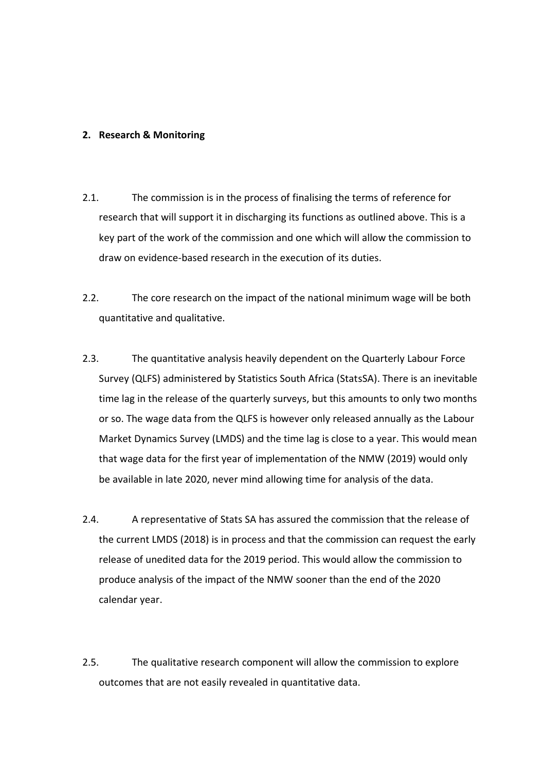## 2. Research & Monitoring

2.1. The commission is in the process of finalising the terms of reference for research that will support it in discharging its functions as outlined above. This is a key part of the work of the commission and one which will allow the commission to draw on evidence-based research in the execution of its duties.

2.2. The core research on the impact of the national minimum wage will be both quantitative and qualitative.

2.3. The quantitative analysis heavily dependent on the Quarterly Labour Force Survey (QLFS) administered by Statistics South Africa (StatsSA). There is an inevitable time lag in the release of the quarterly surveys, but this amounts to only two months or so. The wage data from the QLFS is however only released annually as the Labour Market Dynamics Survey (LMDS) and the time lag is close to a year. This would mean that wage data for the first year of implementation of the NMW (2019) would only be available in late 2020, never mind allowing time for analysis of the data.

2.4. A representative of Stats SA has assured the commission that the release of the current LMDS (2018) is in process and that the commission can request the early release of unedited data for the 2019 period. This would allow the commission to produce analysis of the impact of the NMW sooner than the end of the 2020 calendar year.

2.5. The qualitative research component will allow the commission to explore outcomes that are not easily revealed in quantitative data.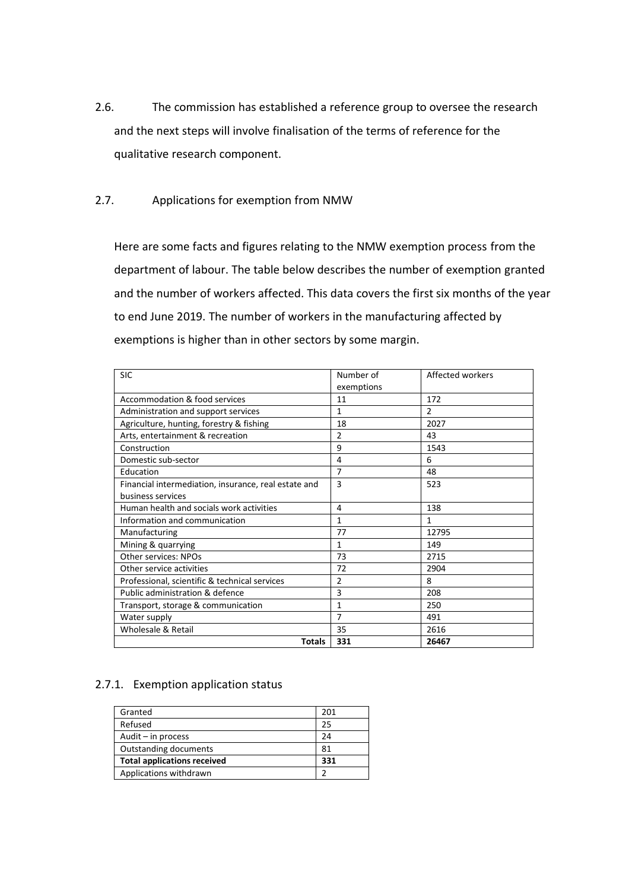2.6. The commission has established a reference group to oversee the research and the next steps will involve finalisation of the terms of reference for the qualitative research component.

2.7. Applications for exemption from NMW

Here are some facts and figures relating to the NMW exemption process from the department of labour. The table below describes the number of exemption granted and the number of workers affected. This data covers the first six months of the year to end June 2019. The number of workers in the manufacturing affected by exemptions is higher than in other sectors by some margin.

| SIC | Number of exemptions | Affected workers |
|---|---|---|
| Accommodation & food services | 11 | 172 |
| Administration and support services | 1 | 2 |
| Agriculture, hunting, forestry & fishing | 18 | 2027 |
| Arts, entertainment & recreation | 2 | 43 |
| Construction | 9 | 1543 |
| Domestic sub-sector | 4 | 6 |
| Education | 7 | 48 |
| Financial intermediation, insurance, real estate and business services | 3 | 523 |
| Human health and socials work activities | 4 | 138 |
| Information and communication | 1 | 1 |
| Manufacturing | 77 | 12795 |
| Mining & quarrying | 1 | 149 |
| Other services: NPOs | 73 | 2715 |
| Other service activities | 72 | 2904 |
| Professional, scientific & technical services | 2 | 8 |
| Public administration & defence | 3 | 208 |
| Transport, storage & communication | 1 | 250 |
| Water supply | 7 | 491 |
| Wholesale & Retail | 35 | 2616 |
| **Totals** | **331** | **26467** |

### 2.7.1. Exemption application status

| Status | Number |
|---|---|
| Granted | 201 |
| Refused | 25 |
| Audit – in process | 24 |
| Outstanding documents | 81 |
| **Total applications received** | **331** |
| Applications withdrawn | 2 |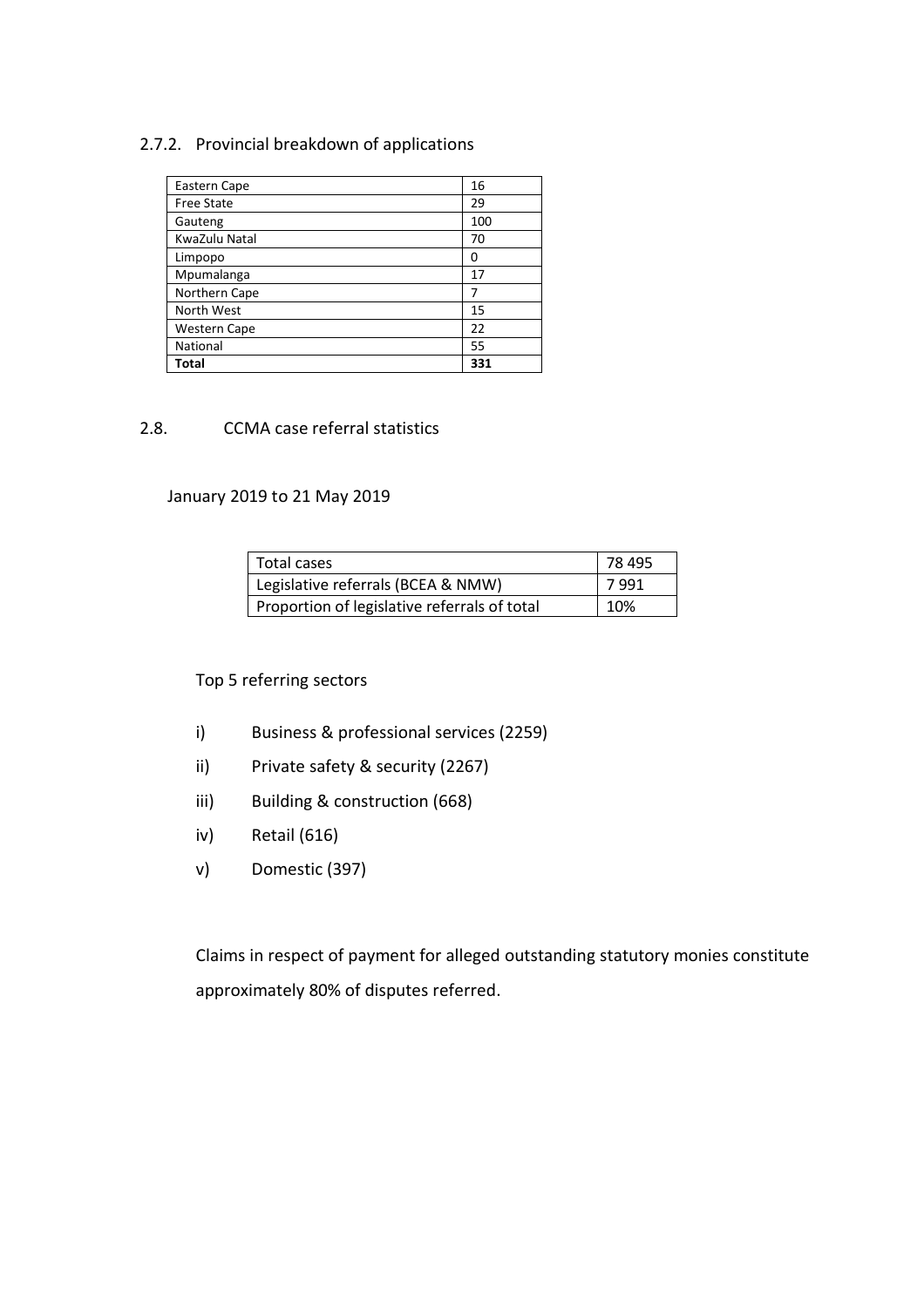### 2.7.2. Provincial breakdown of applications

| Province | Applications |
|---|---|
| Eastern Cape | 16 |
| Free State | 29 |
| Gauteng | 100 |
| KwaZulu Natal | 70 |
| Limpopo | 0 |
| Mpumalanga | 17 |
| Northern Cape | 7 |
| North West | 15 |
| Western Cape | 22 |
| National | 55 |
| **Total** | **331** |

## 2.8. CCMA case referral statistics

January 2019 to 21 May 2019

| Item | Value |
|---|---|
| Total cases | 78 495 |
| Legislative referrals (BCEA & NMW) | 7 991 |
| Proportion of legislative referrals of total | 10% |

Top 5 referring sectors

i) Business & professional services (2259)

ii) Private safety & security (2267)

iii) Building & construction (668)

iv) Retail (616)

v) Domestic (397)

Claims in respect of payment for alleged outstanding statutory monies constitute approximately 80% of disputes referred.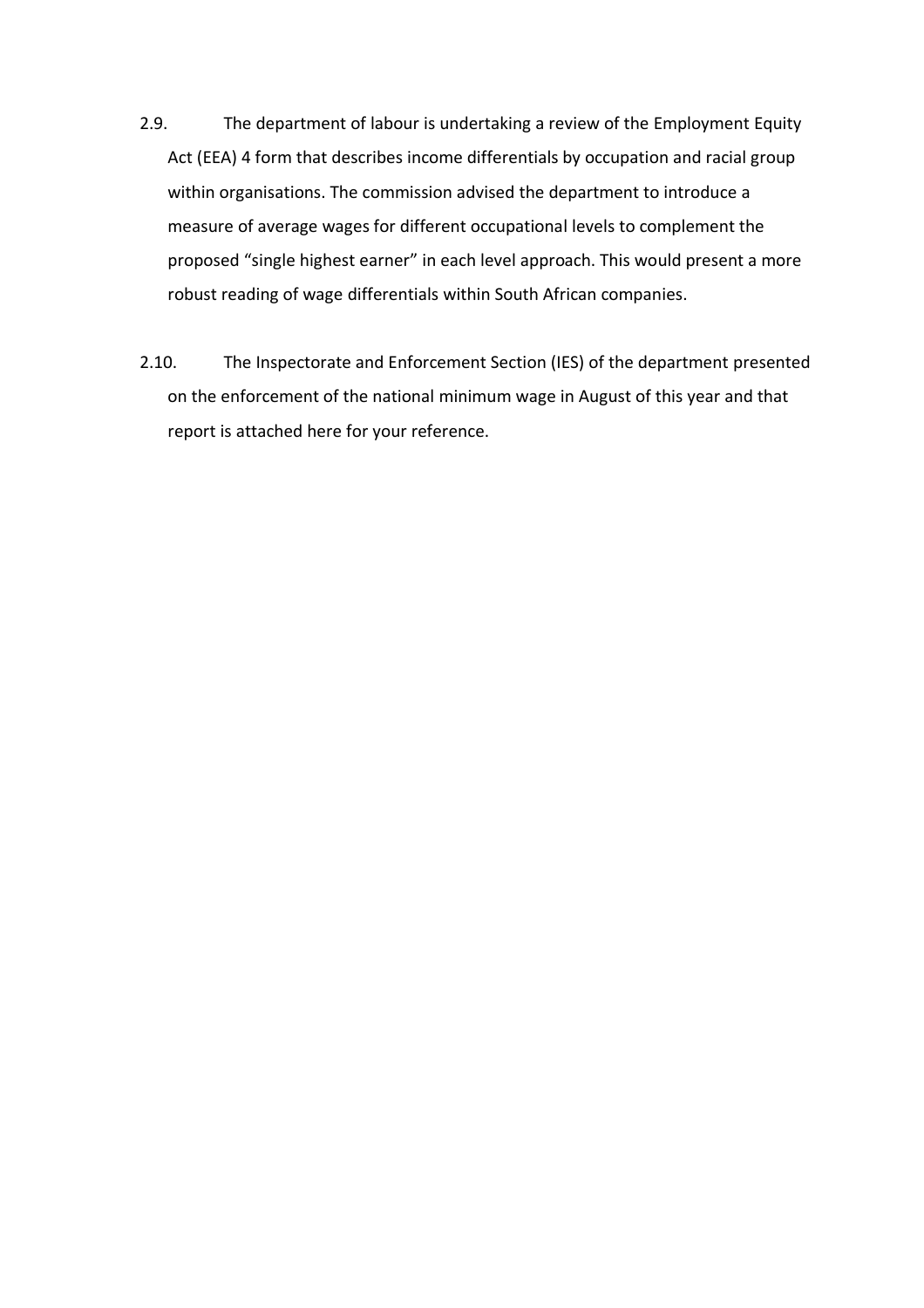2.9. The department of labour is undertaking a review of the Employment Equity Act (EEA) 4 form that describes income differentials by occupation and racial group within organisations. The commission advised the department to introduce a measure of average wages for different occupational levels to complement the proposed "single highest earner" in each level approach. This would present a more robust reading of wage differentials within South African companies.

2.10. The Inspectorate and Enforcement Section (IES) of the department presented on the enforcement of the national minimum wage in August of this year and that report is attached here for your reference.